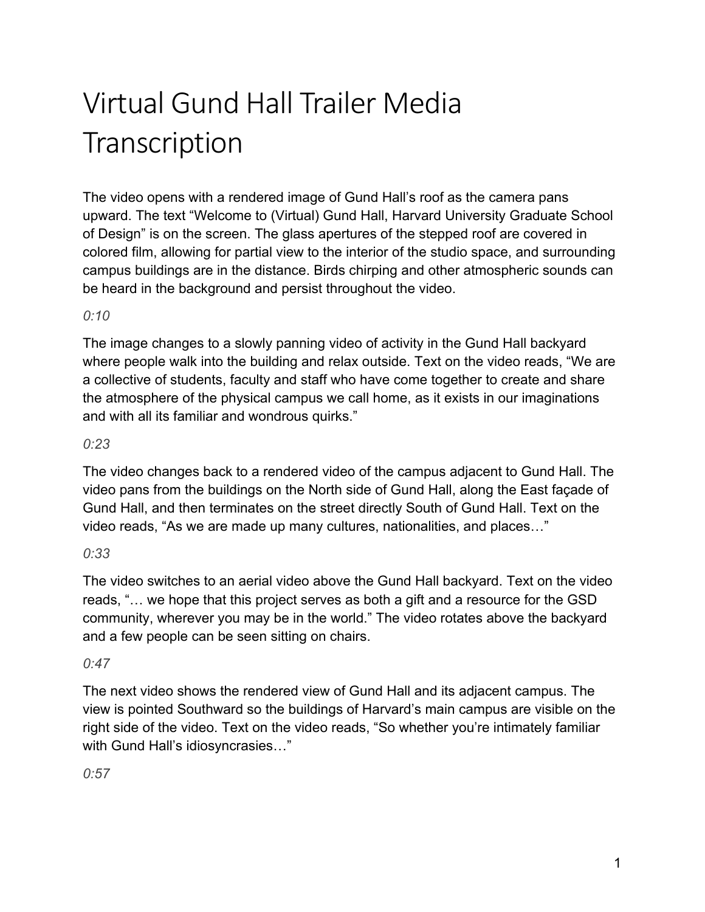# Virtual Gund Hall Trailer Media Transcription

The video opens with a rendered image of Gund Hall's roof as the camera pans upward. The text "Welcome to (Virtual) Gund Hall, Harvard University Graduate School of Design" is on the screen. The glass apertures of the stepped roof are covered in colored film, allowing for partial view to the interior of the studio space, and surrounding campus buildings are in the distance. Birds chirping and other atmospheric sounds can be heard in the background and persist throughout the video.

*0:10*

The image changes to a slowly panning video of activity in the Gund Hall backyard where people walk into the building and relax outside. Text on the video reads, "We are a collective of students, faculty and staff who have come together to create and share the atmosphere of the physical campus we call home, as it exists in our imaginations and with all its familiar and wondrous quirks."

*0:23*

The video changes back to a rendered video of the campus adjacent to Gund Hall. The video pans from the buildings on the North side of Gund Hall, along the East façade of Gund Hall, and then terminates on the street directly South of Gund Hall. Text on the video reads, "As we are made up many cultures, nationalities, and places…"

*0:33*

The video switches to an aerial video above the Gund Hall backyard. Text on the video reads, "… we hope that this project serves as both a gift and a resource for the GSD community, wherever you may be in the world." The video rotates above the backyard and a few people can be seen sitting on chairs.

*0:47*

The next video shows the rendered view of Gund Hall and its adjacent campus. The view is pointed Southward so the buildings of Harvard's main campus are visible on the right side of the video. Text on the video reads, "So whether you're intimately familiar with Gund Hall's idiosyncrasies…"

*0:57*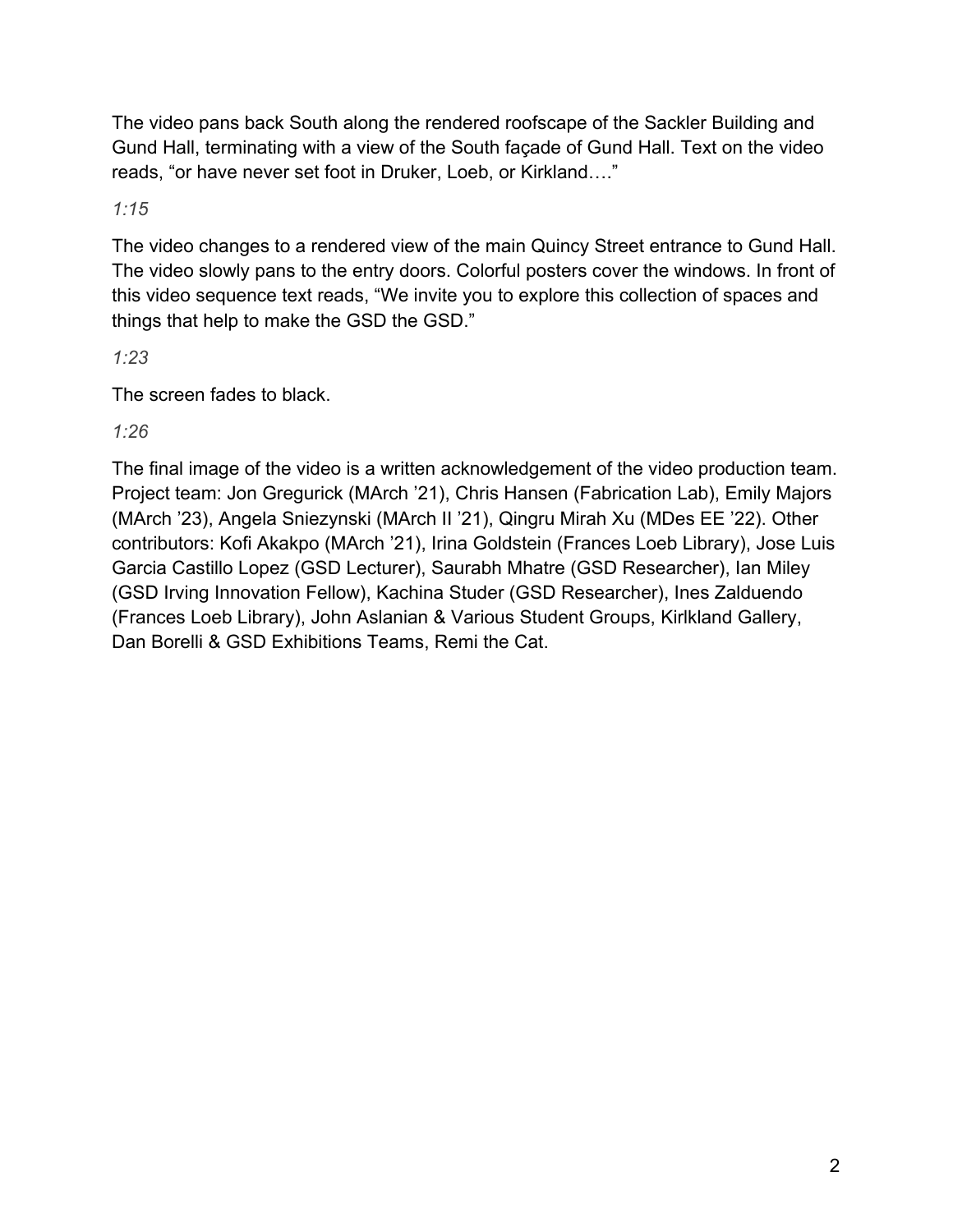The video pans back South along the rendered roofscape of the Sackler Building and Gund Hall, terminating with a view of the South façade of Gund Hall. Text on the video reads, “or have never set foot in Druker, Loeb, or Kirkland….”

*1:15*

The video changes to a rendered view of the main Quincy Street entrance to Gund Hall. The video slowly pans to the entry doors. Colorful posters cover the windows. In front of this video sequence text reads, “We invite you to explore this collection of spaces and things that help to make the GSD the GSD.”

*1:23*

The screen fades to black.

*1:26*

The final image of the video is a written acknowledgement of the video production team. Project team: Jon Gregurick (MArch ’21), Chris Hansen (Fabrication Lab), Emily Majors (MArch ’23), Angela Sniezynski (MArch II ’21), Qingru Mirah Xu (MDes EE ’22). Other contributors: Kofi Akakpo (MArch ’21), Irina Goldstein (Frances Loeb Library), Jose Luis Garcia Castillo Lopez (GSD Lecturer), Saurabh Mhatre (GSD Researcher), Ian Miley (GSD Irving Innovation Fellow), Kachina Studer (GSD Researcher), Ines Zalduendo (Frances Loeb Library), John Aslanian & Various Student Groups, Kirlkland Gallery, Dan Borelli & GSD Exhibitions Teams, Remi the Cat.